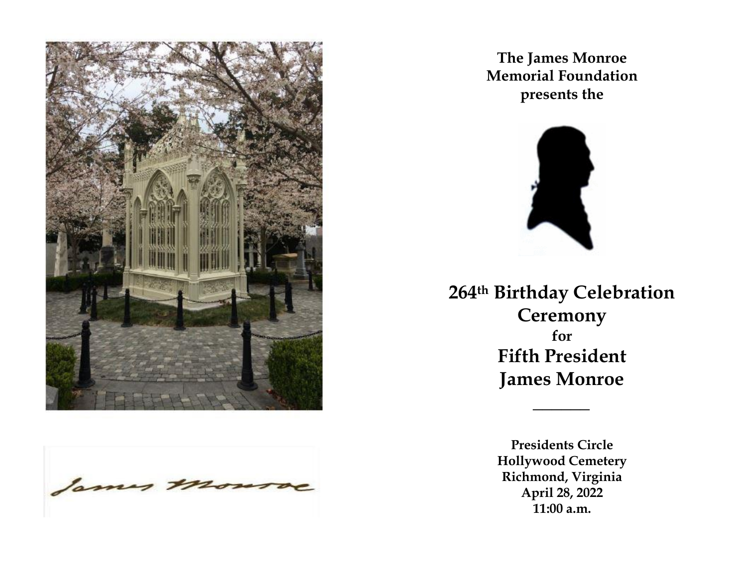The James Monroe Memorial Foundation presents the

# 264th Birthday Celebration Ceremony for Fifth President James Monroe

---

**Presidents Circle**
**Hollywood Cemetery**
**Richmond, Virginia**
**April 28, 2022**
**11:00 a.m.**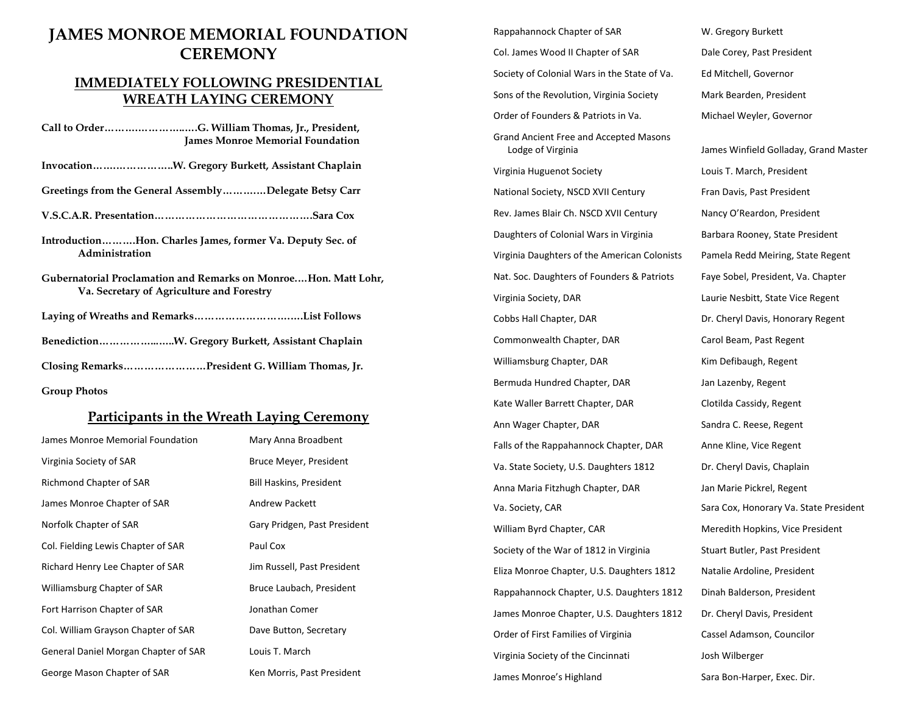# JAMES MONROE MEMORIAL FOUNDATION CEREMONY

## IMMEDIATELY FOLLOWING PRESIDENTIAL WREATH LAYING CEREMONY

**Call to Order……….…………..….G. William Thomas, Jr., President, James Monroe Memorial Foundation**

**Invocation…….……………..W. Gregory Burkett, Assistant Chaplain**

**Greetings from the General Assembly……….…Delegate Betsy Carr**

**V.S.C.A.R. Presentation………………………………………Sara Cox**

**Introduction……….Hon. Charles James, former Va. Deputy Sec. of Administration**

**Gubernatorial Proclamation and Remarks on Monroe….Hon. Matt Lohr, Va. Secretary of Agriculture and Forestry**

**Laying of Wreaths and Remarks……………………….….List Follows**

**Benediction……………..…..W. Gregory Burkett, Assistant Chaplain**

**Closing Remarks……………………President G. William Thomas, Jr.**

**Group Photos**

## Participants in the Wreath Laying Ceremony

| | |
|---|---|
| James Monroe Memorial Foundation | Mary Anna Broadbent |
| Virginia Society of SAR | Bruce Meyer, President |
| Richmond Chapter of SAR | Bill Haskins, President |
| James Monroe Chapter of SAR | Andrew Packett |
| Norfolk Chapter of SAR | Gary Pridgen, Past President |
| Col. Fielding Lewis Chapter of SAR | Paul Cox |
| Richard Henry Lee Chapter of SAR | Jim Russell, Past President |
| Williamsburg Chapter of SAR | Bruce Laubach, President |
| Fort Harrison Chapter of SAR | Jonathan Comer |
| Col. William Grayson Chapter of SAR | Dave Button, Secretary |
| General Daniel Morgan Chapter of SAR | Louis T. March |
| George Mason Chapter of SAR | Ken Morris, Past President |
| Rappahannock Chapter of SAR | W. Gregory Burkett |
| Col. James Wood II Chapter of SAR | Dale Corey, Past President |
| Society of Colonial Wars in the State of Va. | Ed Mitchell, Governor |
| Sons of the Revolution, Virginia Society | Mark Bearden, President |
| Order of Founders & Patriots in Va. | Michael Weyler, Governor |
| Grand Ancient Free and Accepted Masons Lodge of Virginia | James Winfield Golladay, Grand Master |
| Virginia Huguenot Society | Louis T. March, President |
| National Society, NSCD XVII Century | Fran Davis, Past President |
| Rev. James Blair Ch. NSCD XVII Century | Nancy O'Reardon, President |
| Daughters of Colonial Wars in Virginia | Barbara Rooney, State President |
| Virginia Daughters of the American Colonists | Pamela Redd Meiring, State Regent |
| Nat. Soc. Daughters of Founders & Patriots | Faye Sobel, President, Va. Chapter |
| Virginia Society, DAR | Laurie Nesbitt, State Vice Regent |
| Cobbs Hall Chapter, DAR | Dr. Cheryl Davis, Honorary Regent |
| Commonwealth Chapter, DAR | Carol Beam, Past Regent |
| Williamsburg Chapter, DAR | Kim Defibaugh, Regent |
| Bermuda Hundred Chapter, DAR | Jan Lazenby, Regent |
| Kate Waller Barrett Chapter, DAR | Clotilda Cassidy, Regent |
| Ann Wager Chapter, DAR | Sandra C. Reese, Regent |
| Falls of the Rappahannock Chapter, DAR | Anne Kline, Vice Regent |
| Va. State Society, U.S. Daughters 1812 | Dr. Cheryl Davis, Chaplain |
| Anna Maria Fitzhugh Chapter, DAR | Jan Marie Pickrel, Regent |
| Va. Society, CAR | Sara Cox, Honorary Va. State President |
| William Byrd Chapter, CAR | Meredith Hopkins, Vice President |
| Society of the War of 1812 in Virginia | Stuart Butler, Past President |
| Eliza Monroe Chapter, U.S. Daughters 1812 | Natalie Ardoline, President |
| Rappahannock Chapter, U.S. Daughters 1812 | Dinah Balderson, President |
| James Monroe Chapter, U.S. Daughters 1812 | Dr. Cheryl Davis, President |
| Order of First Families of Virginia | Cassel Adamson, Councilor |
| Virginia Society of the Cincinnati | Josh Wilberger |
| James Monroe's Highland | Sara Bon-Harper, Exec. Dir. |